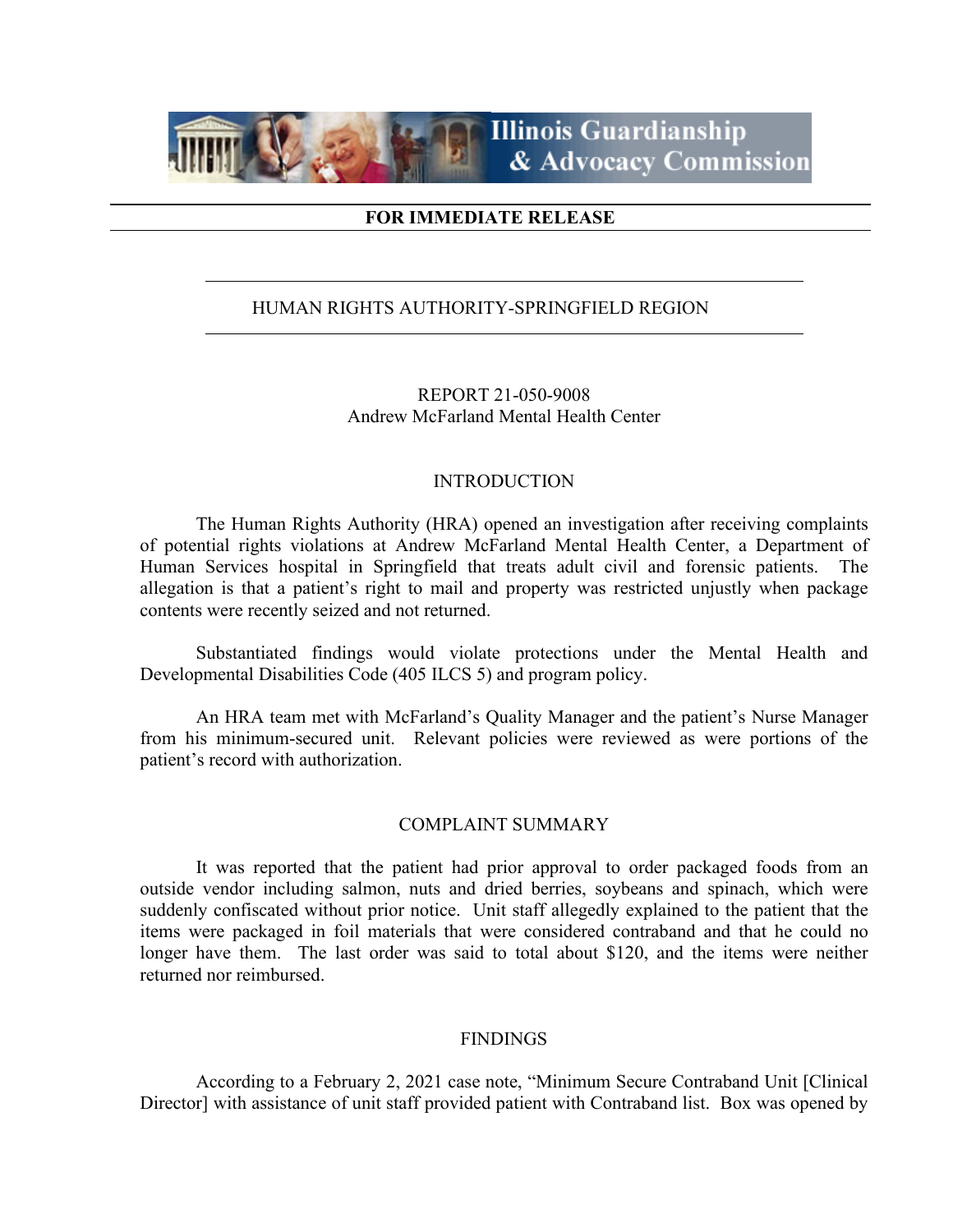**Illinois Guardianship & Advocacy Commission**

**FOR IMMEDIATE RELEASE**

---

HUMAN RIGHTS AUTHORITY-SPRINGFIELD REGION

---

REPORT 21-050-9008
Andrew McFarland Mental Health Center

## INTRODUCTION

The Human Rights Authority (HRA) opened an investigation after receiving complaints of potential rights violations at Andrew McFarland Mental Health Center, a Department of Human Services hospital in Springfield that treats adult civil and forensic patients. The allegation is that a patient's right to mail and property was restricted unjustly when package contents were recently seized and not returned.

Substantiated findings would violate protections under the Mental Health and Developmental Disabilities Code (405 ILCS 5) and program policy.

An HRA team met with McFarland's Quality Manager and the patient's Nurse Manager from his minimum-secured unit. Relevant policies were reviewed as were portions of the patient's record with authorization.

## COMPLAINT SUMMARY

It was reported that the patient had prior approval to order packaged foods from an outside vendor including salmon, nuts and dried berries, soybeans and spinach, which were suddenly confiscated without prior notice. Unit staff allegedly explained to the patient that the items were packaged in foil materials that were considered contraband and that he could no longer have them. The last order was said to total about $120, and the items were neither returned nor reimbursed.

## FINDINGS

According to a February 2, 2021 case note, "Minimum Secure Contraband Unit [Clinical Director] with assistance of unit staff provided patient with Contraband list. Box was opened by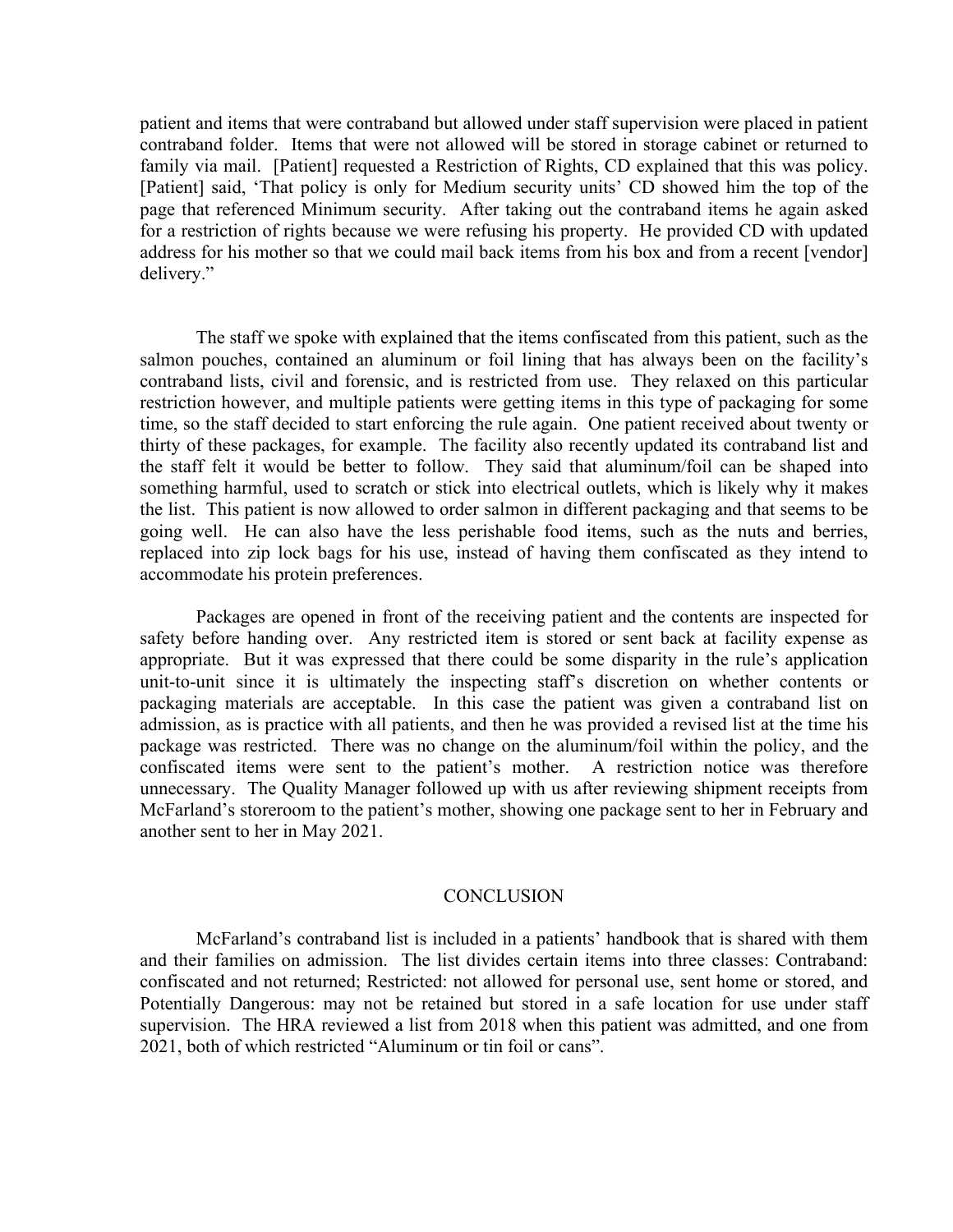patient and items that were contraband but allowed under staff supervision were placed in patient contraband folder. Items that were not allowed will be stored in storage cabinet or returned to family via mail. [Patient] requested a Restriction of Rights, CD explained that this was policy. [Patient] said, 'That policy is only for Medium security units' CD showed him the top of the page that referenced Minimum security. After taking out the contraband items he again asked for a restriction of rights because we were refusing his property. He provided CD with updated address for his mother so that we could mail back items from his box and from a recent [vendor] delivery."

The staff we spoke with explained that the items confiscated from this patient, such as the salmon pouches, contained an aluminum or foil lining that has always been on the facility's contraband lists, civil and forensic, and is restricted from use. They relaxed on this particular restriction however, and multiple patients were getting items in this type of packaging for some time, so the staff decided to start enforcing the rule again. One patient received about twenty or thirty of these packages, for example. The facility also recently updated its contraband list and the staff felt it would be better to follow. They said that aluminum/foil can be shaped into something harmful, used to scratch or stick into electrical outlets, which is likely why it makes the list. This patient is now allowed to order salmon in different packaging and that seems to be going well. He can also have the less perishable food items, such as the nuts and berries, replaced into zip lock bags for his use, instead of having them confiscated as they intend to accommodate his protein preferences.

Packages are opened in front of the receiving patient and the contents are inspected for safety before handing over. Any restricted item is stored or sent back at facility expense as appropriate. But it was expressed that there could be some disparity in the rule's application unit-to-unit since it is ultimately the inspecting staff's discretion on whether contents or packaging materials are acceptable. In this case the patient was given a contraband list on admission, as is practice with all patients, and then he was provided a revised list at the time his package was restricted. There was no change on the aluminum/foil within the policy, and the confiscated items were sent to the patient's mother. A restriction notice was therefore unnecessary. The Quality Manager followed up with us after reviewing shipment receipts from McFarland's storeroom to the patient's mother, showing one package sent to her in February and another sent to her in May 2021.

## CONCLUSION

McFarland's contraband list is included in a patients' handbook that is shared with them and their families on admission. The list divides certain items into three classes: Contraband: confiscated and not returned; Restricted: not allowed for personal use, sent home or stored, and Potentially Dangerous: may not be retained but stored in a safe location for use under staff supervision. The HRA reviewed a list from 2018 when this patient was admitted, and one from 2021, both of which restricted "Aluminum or tin foil or cans".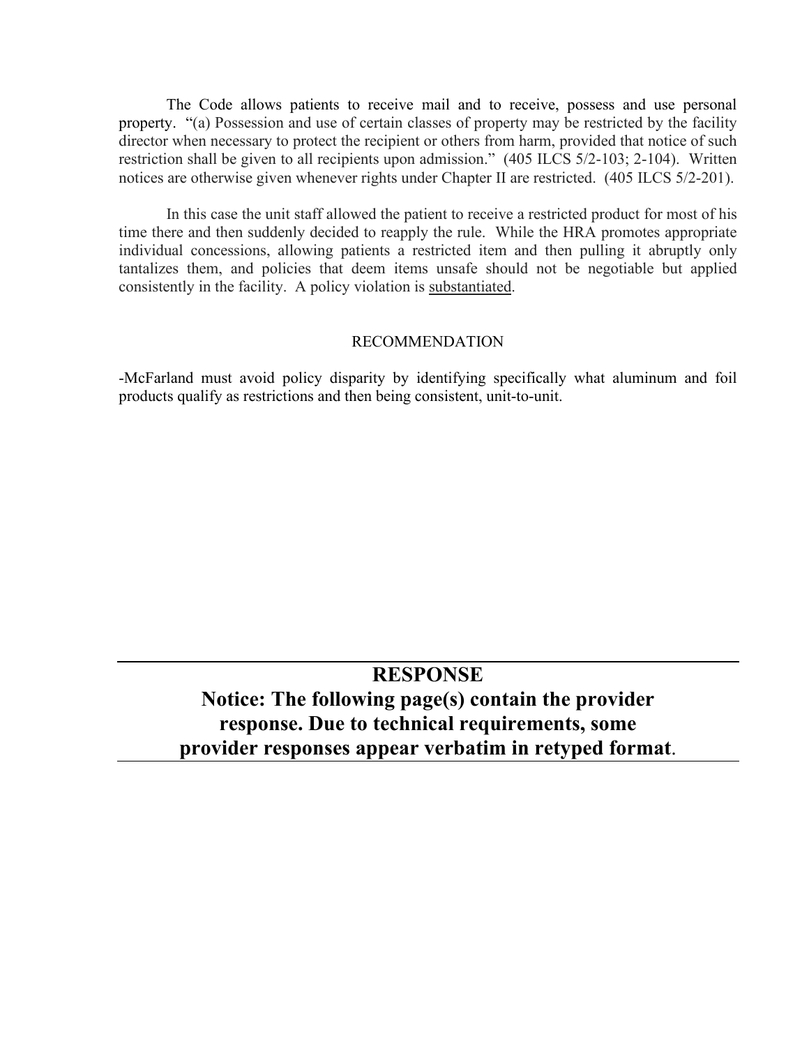The Code allows patients to receive mail and to receive, possess and use personal property. "(a) Possession and use of certain classes of property may be restricted by the facility director when necessary to protect the recipient or others from harm, provided that notice of such restriction shall be given to all recipients upon admission." (405 ILCS 5/2-103; 2-104). Written notices are otherwise given whenever rights under Chapter II are restricted. (405 ILCS 5/2-201).

In this case the unit staff allowed the patient to receive a restricted product for most of his time there and then suddenly decided to reapply the rule. While the HRA promotes appropriate individual concessions, allowing patients a restricted item and then pulling it abruptly only tantalizes them, and policies that deem items unsafe should not be negotiable but applied consistently in the facility. A policy violation is <u>substantiated</u>.

RECOMMENDATION

-McFarland must avoid policy disparity by identifying specifically what aluminum and foil products qualify as restrictions and then being consistent, unit-to-unit.

---

## **RESPONSE**
## **Notice: The following page(s) contain the provider response. Due to technical requirements, some provider responses appear verbatim in retyped format.**

---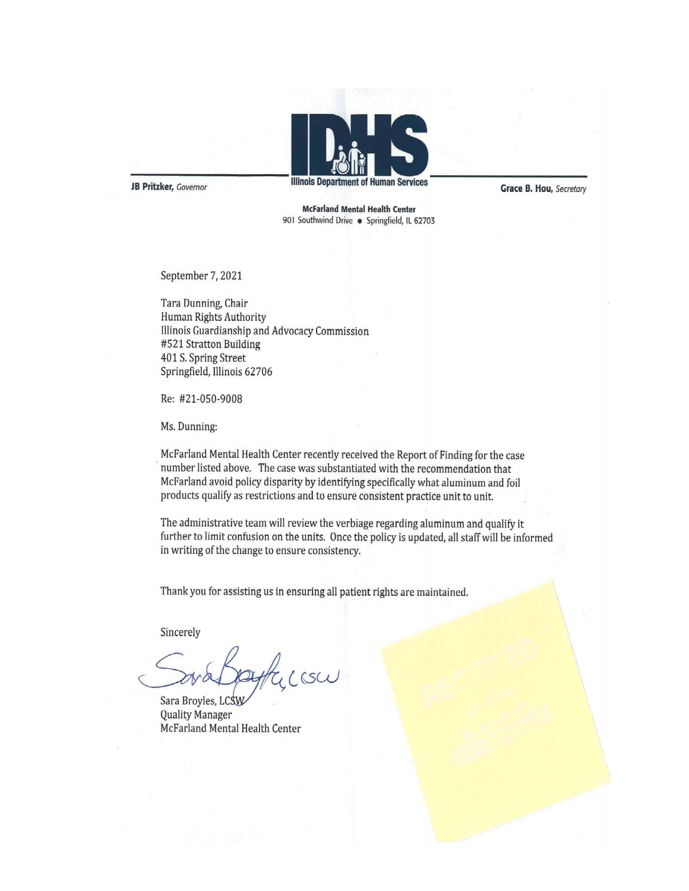**IDHS**
**Illinois Department of Human Services**

**JB Pritzker**, *Governor*

**Grace B. Hou**, *Secretary*

**McFarland Mental Health Center**
901 Southwind Drive • Springfield, IL 62703

September 7, 2021

Tara Dunning, Chair
Human Rights Authority
Illinois Guardianship and Advocacy Commission
#521 Stratton Building
401 S. Spring Street
Springfield, Illinois 62706

Re: #21-050-9008

Ms. Dunning:

McFarland Mental Health Center recently received the Report of Finding for the case number listed above. The case was substantiated with the recommendation that McFarland avoid policy disparity by identifying specifically what aluminum and foil products qualify as restrictions and to ensure consistent practice unit to unit.

The administrative team will review the verbiage regarding aluminum and qualify it further to limit confusion on the units. Once the policy is updated, all staff will be informed in writing of the change to ensure consistency.

Thank you for assisting us in ensuring all patient rights are maintained.

Sincerely

Sara Broyles, LCSW
Quality Manager
McFarland Mental Health Center